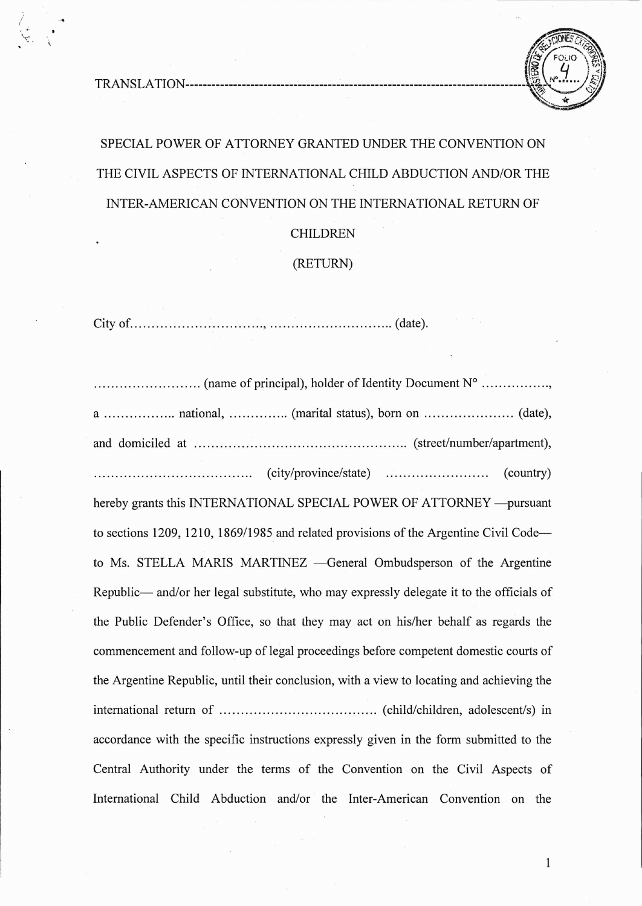TRANSLATION------------------------------------------------------------------------------

# SPECIAL POWER OF ATTORNEY GRANTED UNDER THE CONVENTION ON THE CIVIL ASPECTS OF INTERNATIONAL CHILD ABDUCTION AND/OR THE INTER-AMERICAN CONVENTION ON THE INTERNATIONAL RETURN OF CHILDREN

## (RETURN)

City of…………………………., ……………………….. (date).

……………………. (name of principal), holder of Identity Document N° ……………, a …………….. national, ………….. (marital status), born on ………………… (date), and domiciled at …………………………………………. (street/number/apartment), ………………………………. (city/province/state) …………………… (country) hereby grants this INTERNATIONAL SPECIAL POWER OF ATTORNEY —pursuant to sections 1209, 1210, 1869/1985 and related provisions of the Argentine Civil Code— to Ms. STELLA MARIS MARTINEZ —General Ombudsperson of the Argentine Republic— and/or her legal substitute, who may expressly delegate it to the officials of the Public Defender's Office, so that they may act on his/her behalf as regards the commencement and follow-up of legal proceedings before competent domestic courts of the Argentine Republic, until their conclusion, with a view to locating and achieving the international return of ………………………………. (child/children, adolescent/s) in accordance with the specific instructions expressly given in the form submitted to the Central Authority under the terms of the Convention on the Civil Aspects of International Child Abduction and/or the Inter-American Convention on the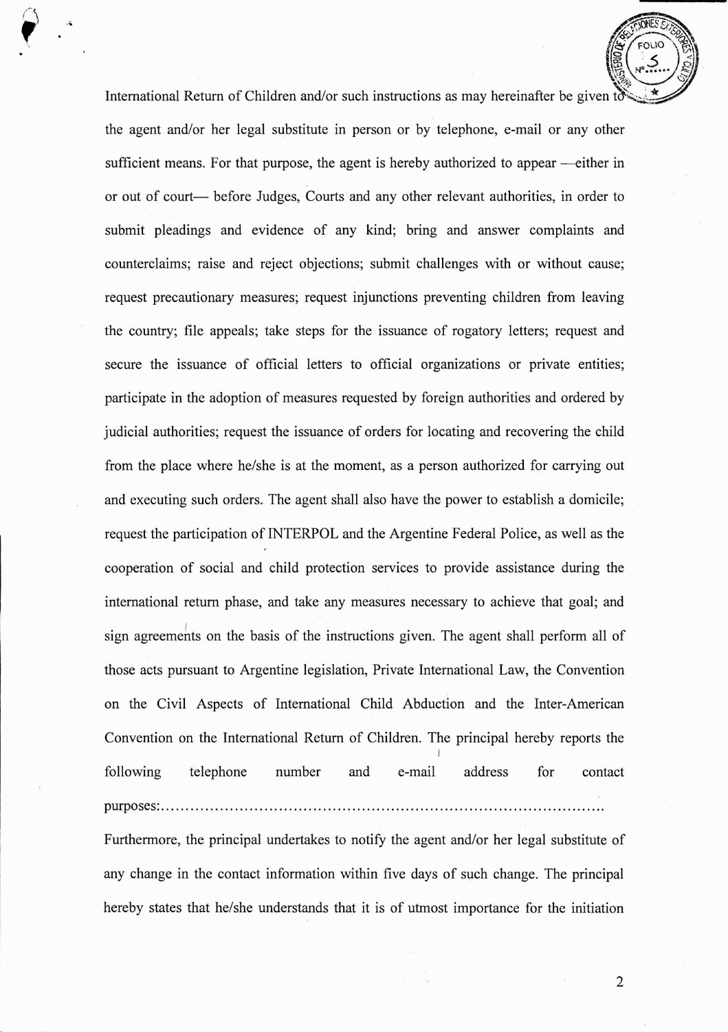International Return of Children and/or such instructions as may hereinafter be given to the agent and/or her legal substitute in person or by telephone, e-mail or any other sufficient means. For that purpose, the agent is hereby authorized to appear —either in or out of court— before Judges, Courts and any other relevant authorities, in order to submit pleadings and evidence of any kind; bring and answer complaints and counterclaims; raise and reject objections; submit challenges with or without cause; request precautionary measures; request injunctions preventing children from leaving the country; file appeals; take steps for the issuance of rogatory letters; request and secure the issuance of official letters to official organizations or private entities; participate in the adoption of measures requested by foreign authorities and ordered by judicial authorities; request the issuance of orders for locating and recovering the child from the place where he/she is at the moment, as a person authorized for carrying out and executing such orders. The agent shall also have the power to establish a domicile; request the participation of INTERPOL and the Argentine Federal Police, as well as the cooperation of social and child protection services to provide assistance during the international return phase, and take any measures necessary to achieve that goal; and sign agreements on the basis of the instructions given. The agent shall perform all of those acts pursuant to Argentine legislation, Private International Law, the Convention on the Civil Aspects of International Child Abduction and the Inter-American Convention on the International Return of Children. The principal hereby reports the following telephone number and e-mail address for contact purposes:.........................................................................................

Furthermore, the principal undertakes to notify the agent and/or her legal substitute of any change in the contact information within five days of such change. The principal hereby states that he/she understands that it is of utmost importance for the initiation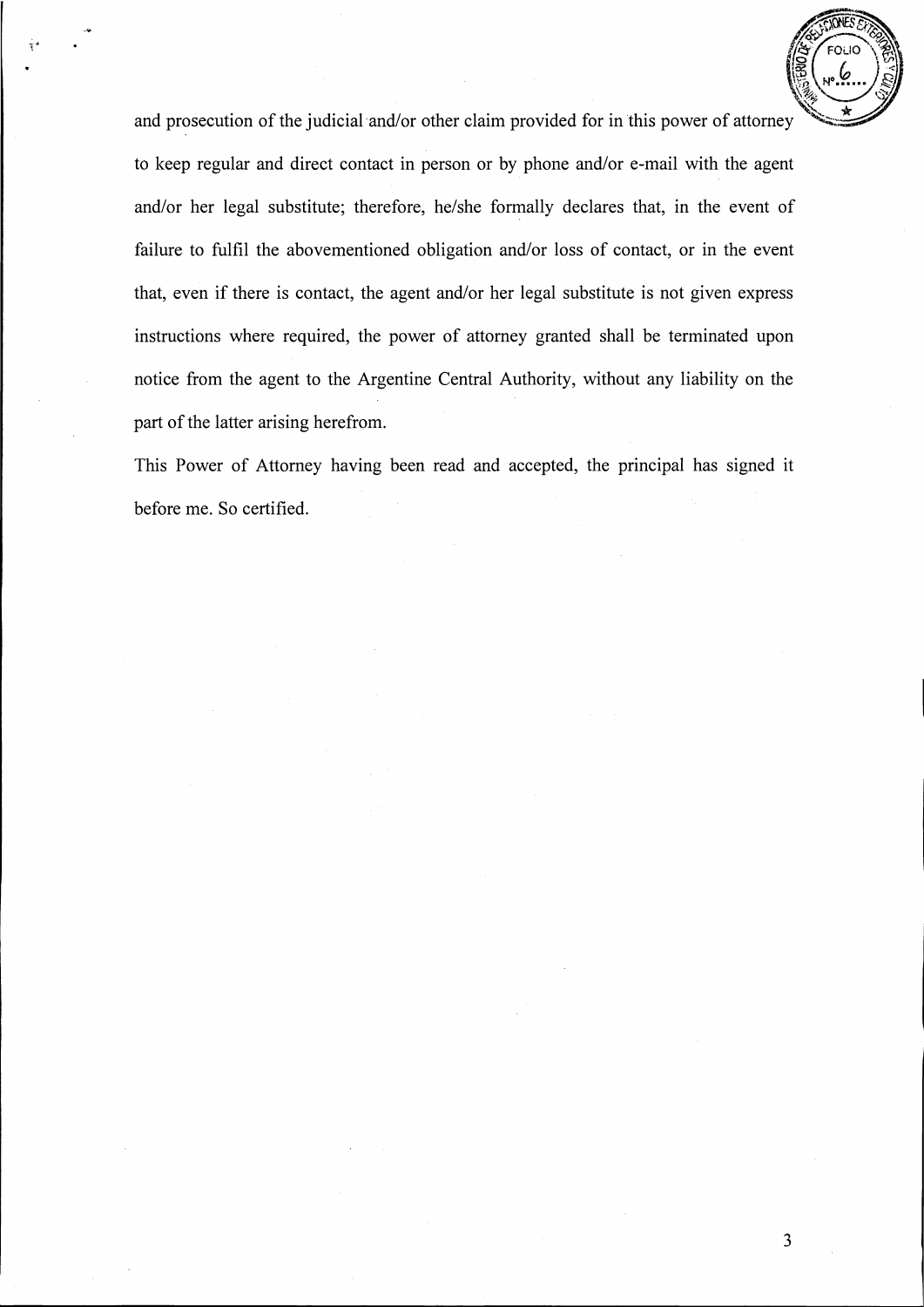and prosecution of the judicial and/or other claim provided for in this power of attorney to keep regular and direct contact in person or by phone and/or e-mail with the agent and/or her legal substitute; therefore, he/she formally declares that, in the event of failure to fulfil the abovementioned obligation and/or loss of contact, or in the event that, even if there is contact, the agent and/or her legal substitute is not given express instructions where required, the power of attorney granted shall be terminated upon notice from the agent to the Argentine Central Authority, without any liability on the part of the latter arising herefrom.

This Power of Attorney having been read and accepted, the principal has signed it before me. So certified.